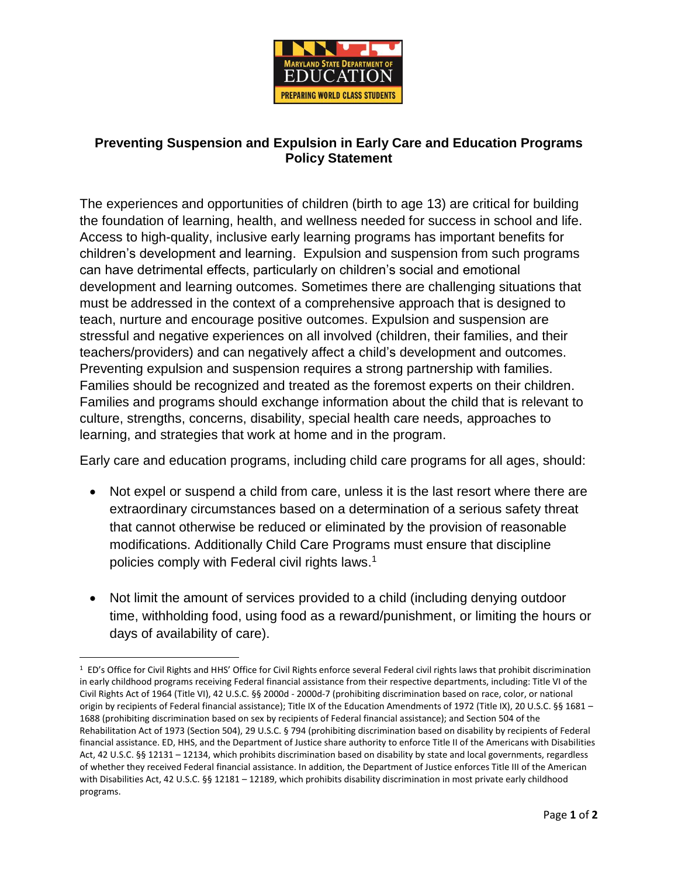# Preventing Suspension and Expulsion in Early Care and Education Programs Policy Statement

The experiences and opportunities of children (birth to age 13) are critical for building the foundation of learning, health, and wellness needed for success in school and life. Access to high-quality, inclusive early learning programs has important benefits for children's development and learning. Expulsion and suspension from such programs can have detrimental effects, particularly on children's social and emotional development and learning outcomes. Sometimes there are challenging situations that must be addressed in the context of a comprehensive approach that is designed to teach, nurture and encourage positive outcomes. Expulsion and suspension are stressful and negative experiences on all involved (children, their families, and their teachers/providers) and can negatively affect a child's development and outcomes. Preventing expulsion and suspension requires a strong partnership with families. Families should be recognized and treated as the foremost experts on their children. Families and programs should exchange information about the child that is relevant to culture, strengths, concerns, disability, special health care needs, approaches to learning, and strategies that work at home and in the program.

Early care and education programs, including child care programs for all ages, should:

- Not expel or suspend a child from care, unless it is the last resort where there are extraordinary circumstances based on a determination of a serious safety threat that cannot otherwise be reduced or eliminated by the provision of reasonable modifications. Additionally Child Care Programs must ensure that discipline policies comply with Federal civil rights laws.[1]

- Not limit the amount of services provided to a child (including denying outdoor time, withholding food, using food as a reward/punishment, or limiting the hours or days of availability of care).

[1] ED's Office for Civil Rights and HHS' Office for Civil Rights enforce several Federal civil rights laws that prohibit discrimination in early childhood programs receiving Federal financial assistance from their respective departments, including: Title VI of the Civil Rights Act of 1964 (Title VI), 42 U.S.C. §§ 2000d - 2000d-7 (prohibiting discrimination based on race, color, or national origin by recipients of Federal financial assistance); Title IX of the Education Amendments of 1972 (Title IX), 20 U.S.C. §§ 1681 – 1688 (prohibiting discrimination based on sex by recipients of Federal financial assistance); and Section 504 of the Rehabilitation Act of 1973 (Section 504), 29 U.S.C. § 794 (prohibiting discrimination based on disability by recipients of Federal financial assistance. ED, HHS, and the Department of Justice share authority to enforce Title II of the Americans with Disabilities Act, 42 U.S.C. §§ 12131 – 12134, which prohibits discrimination based on disability by state and local governments, regardless of whether they received Federal financial assistance. In addition, the Department of Justice enforces Title III of the American with Disabilities Act, 42 U.S.C. §§ 12181 – 12189, which prohibits disability discrimination in most private early childhood programs.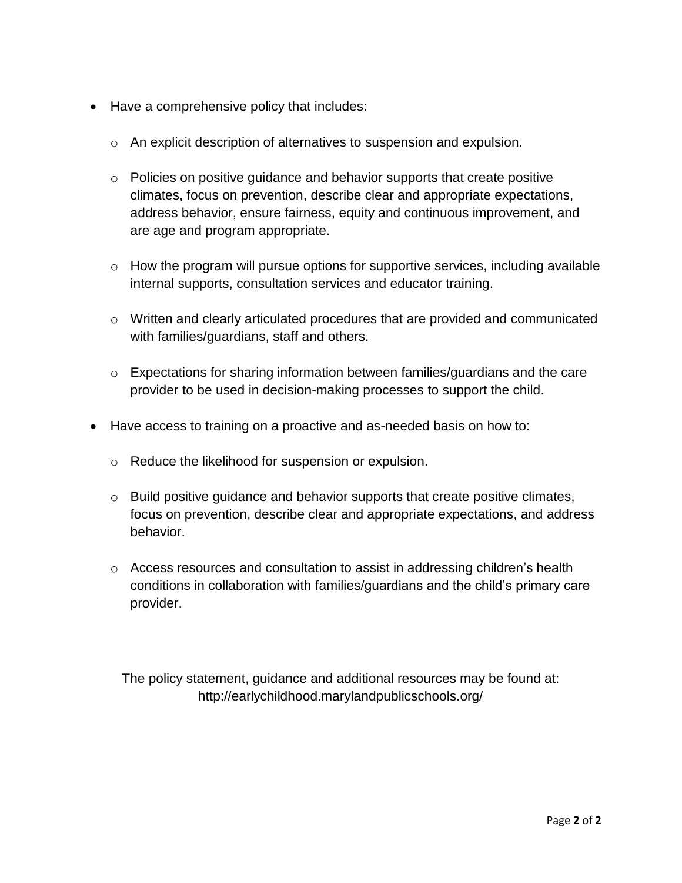- Have a comprehensive policy that includes:
  - An explicit description of alternatives to suspension and expulsion.
  - Policies on positive guidance and behavior supports that create positive climates, focus on prevention, describe clear and appropriate expectations, address behavior, ensure fairness, equity and continuous improvement, and are age and program appropriate.
  - How the program will pursue options for supportive services, including available internal supports, consultation services and educator training.
  - Written and clearly articulated procedures that are provided and communicated with families/guardians, staff and others.
  - Expectations for sharing information between families/guardians and the care provider to be used in decision-making processes to support the child.
- Have access to training on a proactive and as-needed basis on how to:
  - Reduce the likelihood for suspension or expulsion.
  - Build positive guidance and behavior supports that create positive climates, focus on prevention, describe clear and appropriate expectations, and address behavior.
  - Access resources and consultation to assist in addressing children's health conditions in collaboration with families/guardians and the child's primary care provider.

The policy statement, guidance and additional resources may be found at:
http://earlychildhood.marylandpublicschools.org/